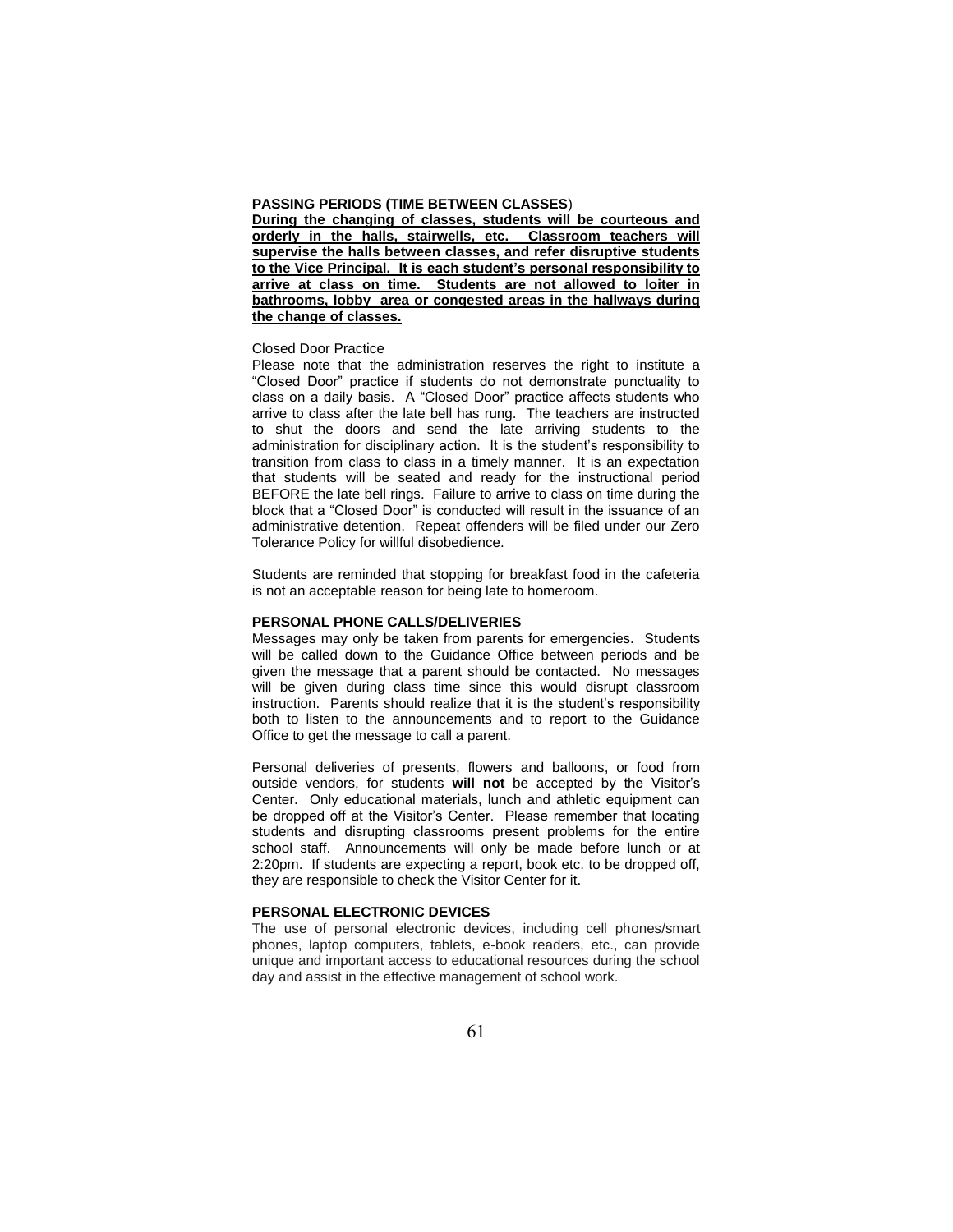### PASSING PERIODS (TIME BETWEEN CLASSES)

**During the changing of classes, students will be courteous and orderly in the halls, stairwells, etc. Classroom teachers will supervise the halls between classes, and refer disruptive students to the Vice Principal. It is each student's personal responsibility to arrive at class on time. Students are not allowed to loiter in bathrooms, lobby area or congested areas in the hallways during the change of classes.**

Closed Door Practice

Please note that the administration reserves the right to institute a "Closed Door" practice if students do not demonstrate punctuality to class on a daily basis. A "Closed Door" practice affects students who arrive to class after the late bell has rung. The teachers are instructed to shut the doors and send the late arriving students to the administration for disciplinary action. It is the student's responsibility to transition from class to class in a timely manner. It is an expectation that students will be seated and ready for the instructional period BEFORE the late bell rings. Failure to arrive to class on time during the block that a "Closed Door" is conducted will result in the issuance of an administrative detention. Repeat offenders will be filed under our Zero Tolerance Policy for willful disobedience.

Students are reminded that stopping for breakfast food in the cafeteria is not an acceptable reason for being late to homeroom.

### PERSONAL PHONE CALLS/DELIVERIES

Messages may only be taken from parents for emergencies. Students will be called down to the Guidance Office between periods and be given the message that a parent should be contacted. No messages will be given during class time since this would disrupt classroom instruction. Parents should realize that it is the student's responsibility both to listen to the announcements and to report to the Guidance Office to get the message to call a parent.

Personal deliveries of presents, flowers and balloons, or food from outside vendors, for students **will not** be accepted by the Visitor's Center. Only educational materials, lunch and athletic equipment can be dropped off at the Visitor's Center. Please remember that locating students and disrupting classrooms present problems for the entire school staff. Announcements will only be made before lunch or at 2:20pm. If students are expecting a report, book etc. to be dropped off, they are responsible to check the Visitor Center for it.

### PERSONAL ELECTRONIC DEVICES

The use of personal electronic devices, including cell phones/smart phones, laptop computers, tablets, e-book readers, etc., can provide unique and important access to educational resources during the school day and assist in the effective management of school work.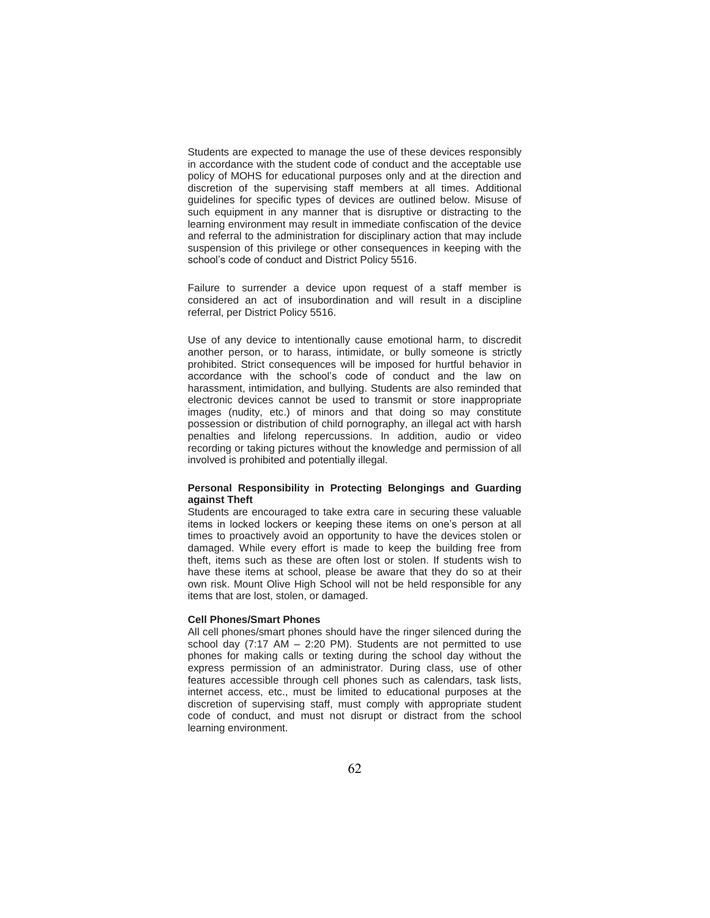Students are expected to manage the use of these devices responsibly in accordance with the student code of conduct and the acceptable use policy of MOHS for educational purposes only and at the direction and discretion of the supervising staff members at all times. Additional guidelines for specific types of devices are outlined below. Misuse of such equipment in any manner that is disruptive or distracting to the learning environment may result in immediate confiscation of the device and referral to the administration for disciplinary action that may include suspension of this privilege or other consequences in keeping with the school's code of conduct and District Policy 5516.

Failure to surrender a device upon request of a staff member is considered an act of insubordination and will result in a discipline referral, per District Policy 5516.

Use of any device to intentionally cause emotional harm, to discredit another person, or to harass, intimidate, or bully someone is strictly prohibited. Strict consequences will be imposed for hurtful behavior in accordance with the school's code of conduct and the law on harassment, intimidation, and bullying. Students are also reminded that electronic devices cannot be used to transmit or store inappropriate images (nudity, etc.) of minors and that doing so may constitute possession or distribution of child pornography, an illegal act with harsh penalties and lifelong repercussions. In addition, audio or video recording or taking pictures without the knowledge and permission of all involved is prohibited and potentially illegal.

**Personal Responsibility in Protecting Belongings and Guarding against Theft**

Students are encouraged to take extra care in securing these valuable items in locked lockers or keeping these items on one's person at all times to proactively avoid an opportunity to have the devices stolen or damaged. While every effort is made to keep the building free from theft, items such as these are often lost or stolen. If students wish to have these items at school, please be aware that they do so at their own risk. Mount Olive High School will not be held responsible for any items that are lost, stolen, or damaged.

**Cell Phones/Smart Phones**

All cell phones/smart phones should have the ringer silenced during the school day (7:17 AM – 2:20 PM). Students are not permitted to use phones for making calls or texting during the school day without the express permission of an administrator. During class, use of other features accessible through cell phones such as calendars, task lists, internet access, etc., must be limited to educational purposes at the discretion of supervising staff, must comply with appropriate student code of conduct, and must not disrupt or distract from the school learning environment.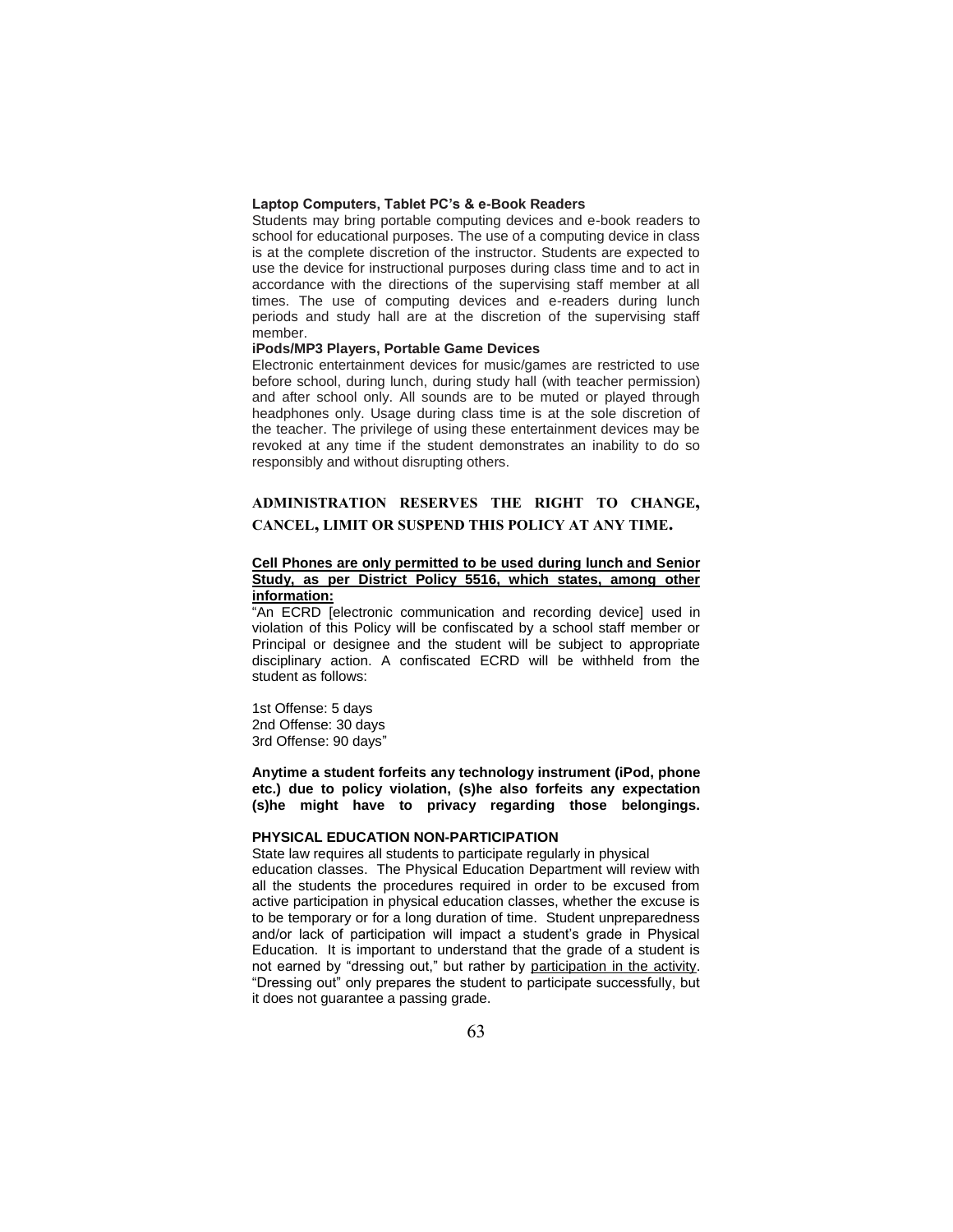### Laptop Computers, Tablet PC's & e-Book Readers

Students may bring portable computing devices and e-book readers to school for educational purposes. The use of a computing device in class is at the complete discretion of the instructor. Students are expected to use the device for instructional purposes during class time and to act in accordance with the directions of the supervising staff member at all times. The use of computing devices and e-readers during lunch periods and study hall are at the discretion of the supervising staff member.

### iPods/MP3 Players, Portable Game Devices

Electronic entertainment devices for music/games are restricted to use before school, during lunch, during study hall (with teacher permission) and after school only. All sounds are to be muted or played through headphones only. Usage during class time is at the sole discretion of the teacher. The privilege of using these entertainment devices may be revoked at any time if the student demonstrates an inability to do so responsibly and without disrupting others.

**ADMINISTRATION RESERVES THE RIGHT TO CHANGE, CANCEL, LIMIT OR SUSPEND THIS POLICY AT ANY TIME.**

**Cell Phones are only permitted to be used during lunch and Senior Study, as per District Policy 5516, which states, among other information:**

"An ECRD [electronic communication and recording device] used in violation of this Policy will be confiscated by a school staff member or Principal or designee and the student will be subject to appropriate disciplinary action. A confiscated ECRD will be withheld from the student as follows:

1st Offense: 5 days
2nd Offense: 30 days
3rd Offense: 90 days"

**Anytime a student forfeits any technology instrument (iPod, phone etc.) due to policy violation, (s)he also forfeits any expectation (s)he might have to privacy regarding those belongings.**

### PHYSICAL EDUCATION NON-PARTICIPATION

State law requires all students to participate regularly in physical education classes. The Physical Education Department will review with all the students the procedures required in order to be excused from active participation in physical education classes, whether the excuse is to be temporary or for a long duration of time. Student unpreparedness and/or lack of participation will impact a student's grade in Physical Education. It is important to understand that the grade of a student is not earned by "dressing out," but rather by participation in the activity. "Dressing out" only prepares the student to participate successfully, but it does not guarantee a passing grade.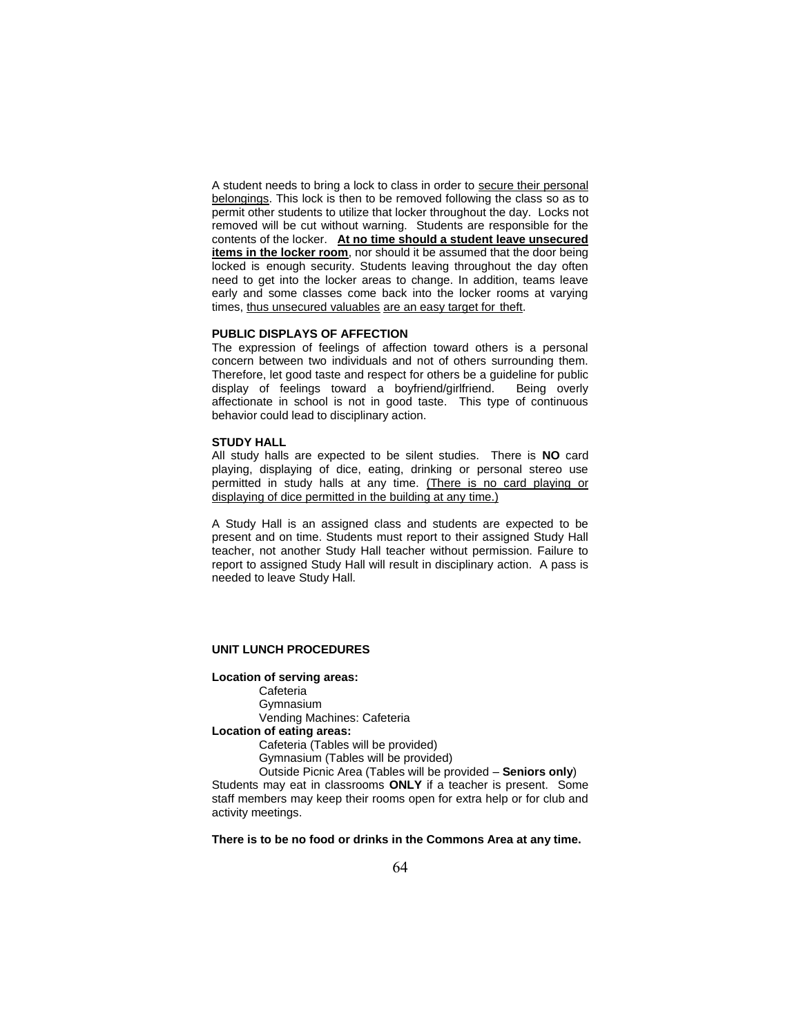A student needs to bring a lock to class in order to secure their personal belongings. This lock is then to be removed following the class so as to permit other students to utilize that locker throughout the day. Locks not removed will be cut without warning. Students are responsible for the contents of the locker. **At no time should a student leave unsecured items in the locker room**, nor should it be assumed that the door being locked is enough security. Students leaving throughout the day often need to get into the locker areas to change. In addition, teams leave early and some classes come back into the locker rooms at varying times, thus unsecured valuables are an easy target for theft.

**PUBLIC DISPLAYS OF AFFECTION**

The expression of feelings of affection toward others is a personal concern between two individuals and not of others surrounding them. Therefore, let good taste and respect for others be a guideline for public display of feelings toward a boyfriend/girlfriend. Being overly affectionate in school is not in good taste. This type of continuous behavior could lead to disciplinary action.

**STUDY HALL**

All study halls are expected to be silent studies. There is **NO** card playing, displaying of dice, eating, drinking or personal stereo use permitted in study halls at any time. (There is no card playing or displaying of dice permitted in the building at any time.)

A Study Hall is an assigned class and students are expected to be present and on time. Students must report to their assigned Study Hall teacher, not another Study Hall teacher without permission. Failure to report to assigned Study Hall will result in disciplinary action. A pass is needed to leave Study Hall.

**UNIT LUNCH PROCEDURES**

**Location of serving areas:**

Cafeteria
Gymnasium
Vending Machines: Cafeteria

**Location of eating areas:**

Cafeteria (Tables will be provided)
Gymnasium (Tables will be provided)
Outside Picnic Area (Tables will be provided – **Seniors only**)

Students may eat in classrooms **ONLY** if a teacher is present. Some staff members may keep their rooms open for extra help or for club and activity meetings.

**There is to be no food or drinks in the Commons Area at any time.**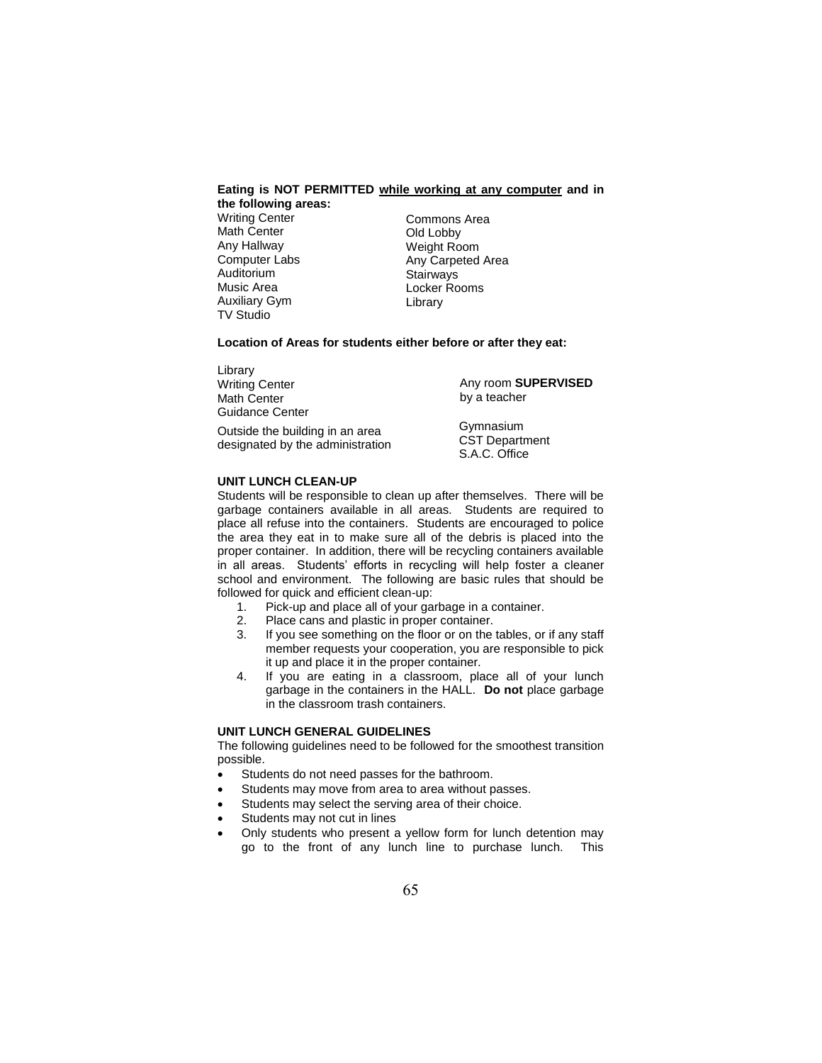**Eating is NOT PERMITTED <u>while working at any computer</u> and in the following areas:**

- Writing Center
- Math Center
- Any Hallway
- Computer Labs
- Auditorium
- Music Area
- Auxiliary Gym
- TV Studio
- Commons Area
- Old Lobby
- Weight Room
- Any Carpeted Area
- Stairways
- Locker Rooms
- Library

**Location of Areas for students either before or after they eat:**

- Library
- Writing Center
- Math Center
- Guidance Center
- Outside the building in an area designated by the administration
- Any room **SUPERVISED** by a teacher
- Gymnasium
- CST Department
- S.A.C. Office

**UNIT LUNCH CLEAN-UP**

Students will be responsible to clean up after themselves. There will be garbage containers available in all areas. Students are required to place all refuse into the containers. Students are encouraged to police the area they eat in to make sure all of the debris is placed into the proper container. In addition, there will be recycling containers available in all areas. Students' efforts in recycling will help foster a cleaner school and environment. The following are basic rules that should be followed for quick and efficient clean-up:

1. Pick-up and place all of your garbage in a container.
2. Place cans and plastic in proper container.
3. If you see something on the floor or on the tables, or if any staff member requests your cooperation, you are responsible to pick it up and place it in the proper container.
4. If you are eating in a classroom, place all of your lunch garbage in the containers in the HALL. **Do not** place garbage in the classroom trash containers.

**UNIT LUNCH GENERAL GUIDELINES**

The following guidelines need to be followed for the smoothest transition possible.

- Students do not need passes for the bathroom.
- Students may move from area to area without passes.
- Students may select the serving area of their choice.
- Students may not cut in lines
- Only students who present a yellow form for lunch detention may go to the front of any lunch line to purchase lunch. This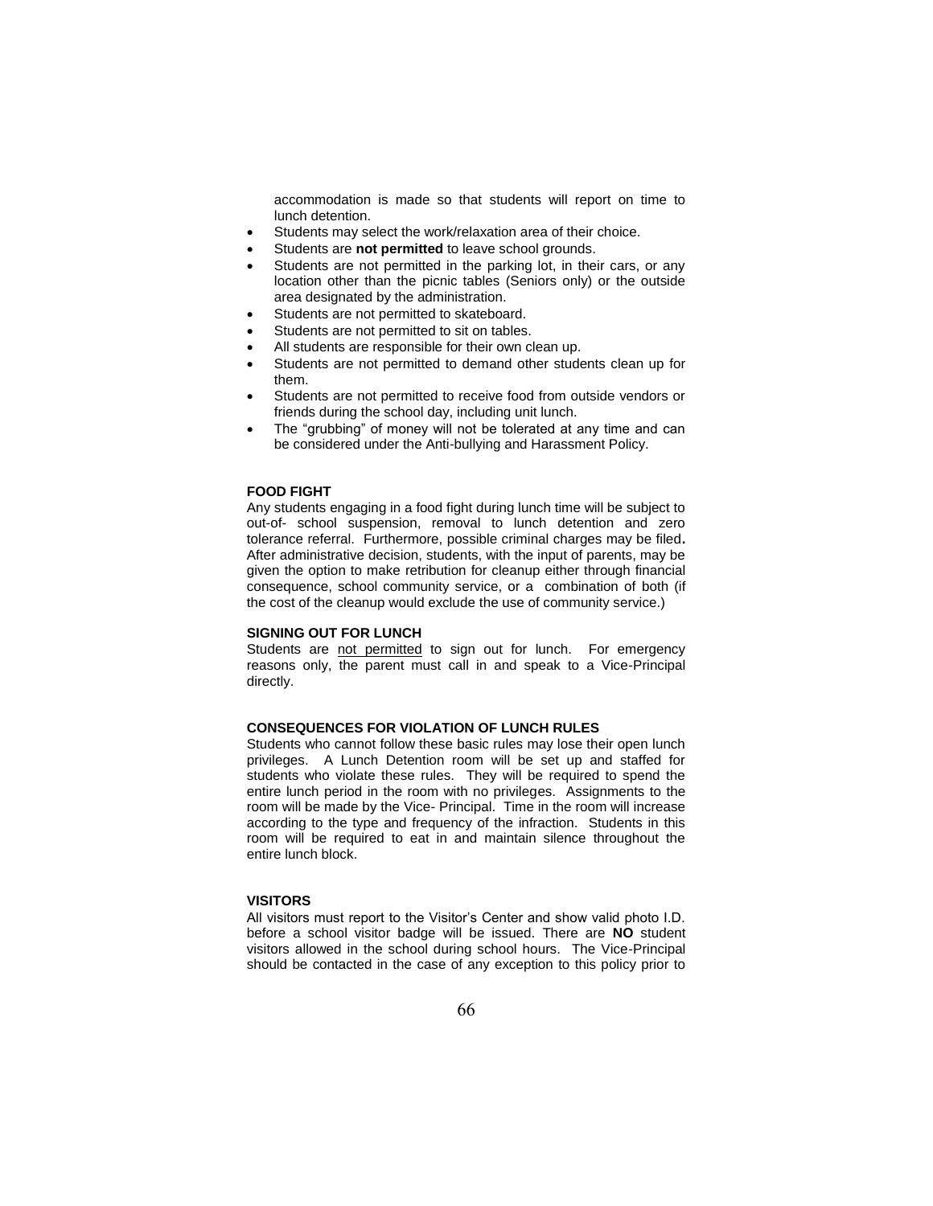accommodation is made so that students will report on time to lunch detention.

- Students may select the work/relaxation area of their choice.
- Students are **not permitted** to leave school grounds.
- Students are not permitted in the parking lot, in their cars, or any location other than the picnic tables (Seniors only) or the outside area designated by the administration.
- Students are not permitted to skateboard.
- Students are not permitted to sit on tables.
- All students are responsible for their own clean up.
- Students are not permitted to demand other students clean up for them.
- Students are not permitted to receive food from outside vendors or friends during the school day, including unit lunch.
- The "grubbing" of money will not be tolerated at any time and can be considered under the Anti-bullying and Harassment Policy.

**FOOD FIGHT**

Any students engaging in a food fight during lunch time will be subject to out-of- school suspension, removal to lunch detention and zero tolerance referral. Furthermore, possible criminal charges may be filed**.** After administrative decision, students, with the input of parents, may be given the option to make retribution for cleanup either through financial consequence, school community service, or a combination of both (if the cost of the cleanup would exclude the use of community service.)

**SIGNING OUT FOR LUNCH**

Students are <u>not permitted</u> to sign out for lunch. For emergency reasons only, the parent must call in and speak to a Vice-Principal directly.

**CONSEQUENCES FOR VIOLATION OF LUNCH RULES**

Students who cannot follow these basic rules may lose their open lunch privileges. A Lunch Detention room will be set up and staffed for students who violate these rules. They will be required to spend the entire lunch period in the room with no privileges. Assignments to the room will be made by the Vice- Principal. Time in the room will increase according to the type and frequency of the infraction. Students in this room will be required to eat in and maintain silence throughout the entire lunch block.

**VISITORS**

All visitors must report to the Visitor's Center and show valid photo I.D. before a school visitor badge will be issued. There are **NO** student visitors allowed in the school during school hours. The Vice-Principal should be contacted in the case of any exception to this policy prior to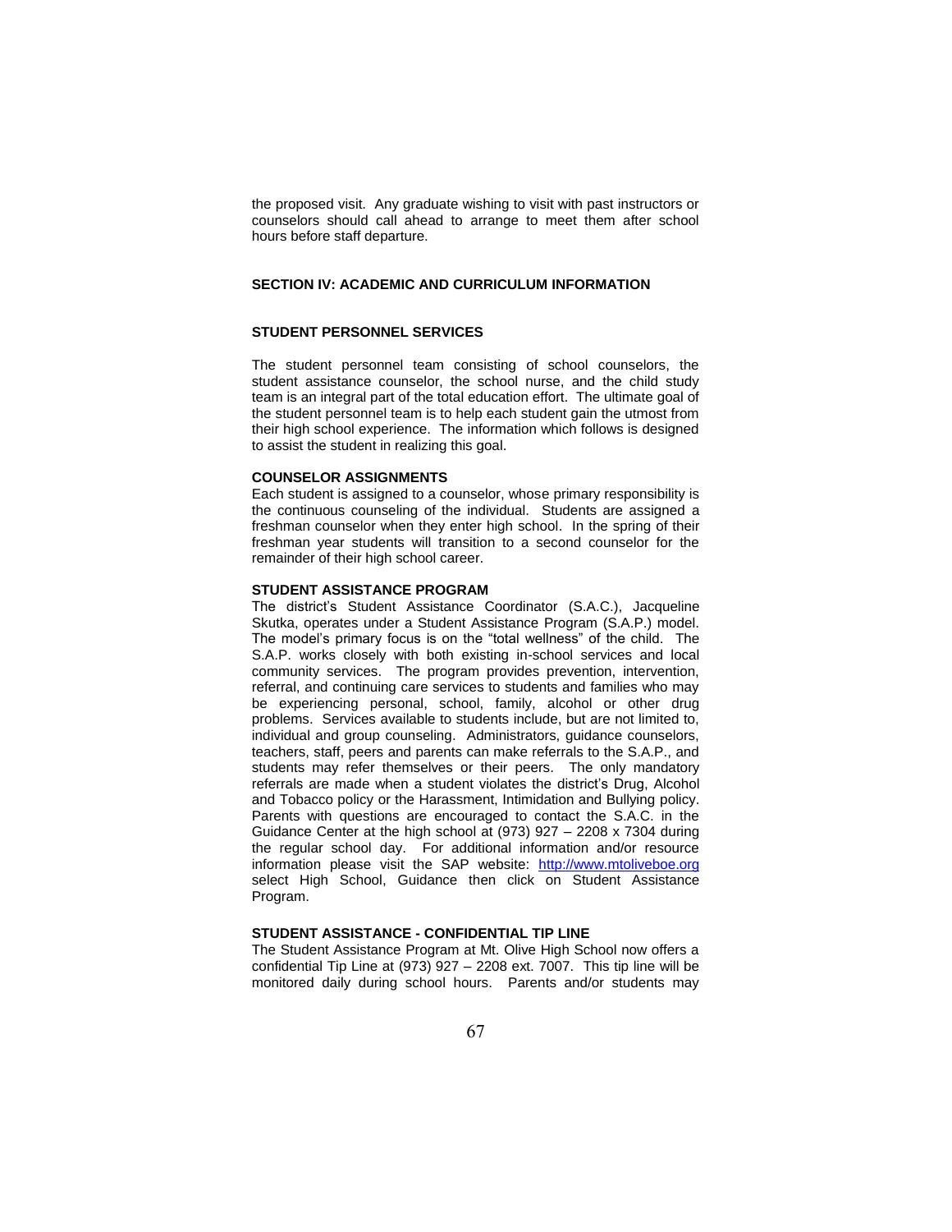the proposed visit. Any graduate wishing to visit with past instructors or counselors should call ahead to arrange to meet them after school hours before staff departure.

## SECTION IV: ACADEMIC AND CURRICULUM INFORMATION

### STUDENT PERSONNEL SERVICES

The student personnel team consisting of school counselors, the student assistance counselor, the school nurse, and the child study team is an integral part of the total education effort. The ultimate goal of the student personnel team is to help each student gain the utmost from their high school experience. The information which follows is designed to assist the student in realizing this goal.

#### COUNSELOR ASSIGNMENTS

Each student is assigned to a counselor, whose primary responsibility is the continuous counseling of the individual. Students are assigned a freshman counselor when they enter high school. In the spring of their freshman year students will transition to a second counselor for the remainder of their high school career.

#### STUDENT ASSISTANCE PROGRAM

The district's Student Assistance Coordinator (S.A.C.), Jacqueline Skutka, operates under a Student Assistance Program (S.A.P.) model. The model's primary focus is on the "total wellness" of the child. The S.A.P. works closely with both existing in-school services and local community services. The program provides prevention, intervention, referral, and continuing care services to students and families who may be experiencing personal, school, family, alcohol or other drug problems. Services available to students include, but are not limited to, individual and group counseling. Administrators, guidance counselors, teachers, staff, peers and parents can make referrals to the S.A.P., and students may refer themselves or their peers. The only mandatory referrals are made when a student violates the district's Drug, Alcohol and Tobacco policy or the Harassment, Intimidation and Bullying policy. Parents with questions are encouraged to contact the S.A.C. in the Guidance Center at the high school at (973) 927 – 2208 x 7304 during the regular school day. For additional information and/or resource information please visit the SAP website: [http://www.mtoliveboe.org](http://www.mtoliveboe.org) select High School, Guidance then click on Student Assistance Program.

#### STUDENT ASSISTANCE - CONFIDENTIAL TIP LINE

The Student Assistance Program at Mt. Olive High School now offers a confidential Tip Line at (973) 927 – 2208 ext. 7007. This tip line will be monitored daily during school hours. Parents and/or students may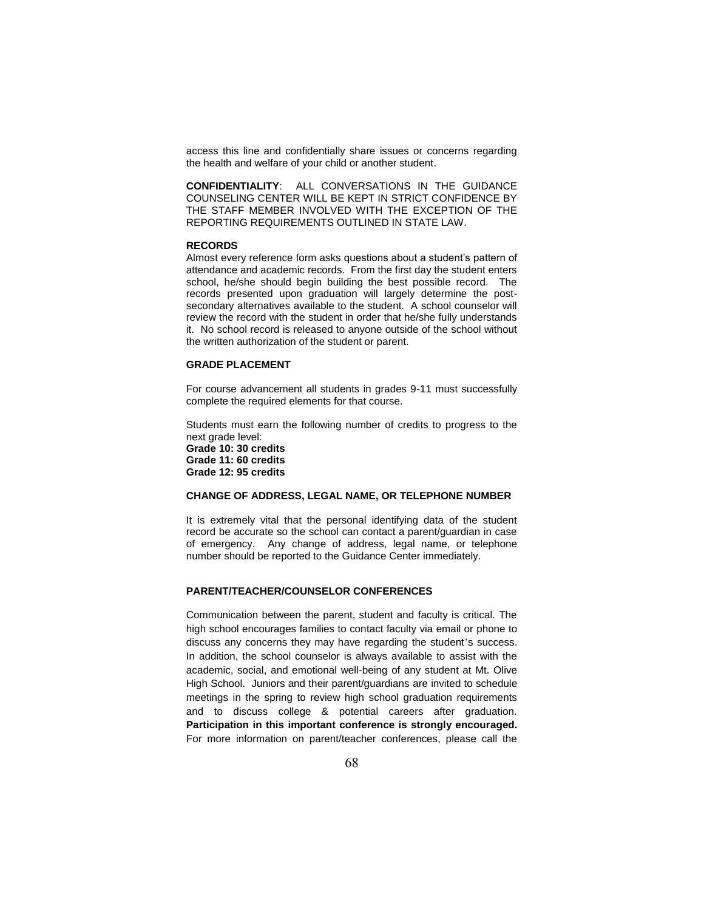access this line and confidentially share issues or concerns regarding the health and welfare of your child or another student.

**CONFIDENTIALITY**: ALL CONVERSATIONS IN THE GUIDANCE COUNSELING CENTER WILL BE KEPT IN STRICT CONFIDENCE BY THE STAFF MEMBER INVOLVED WITH THE EXCEPTION OF THE REPORTING REQUIREMENTS OUTLINED IN STATE LAW.

**RECORDS**

Almost every reference form asks questions about a student's pattern of attendance and academic records. From the first day the student enters school, he/she should begin building the best possible record. The records presented upon graduation will largely determine the post-secondary alternatives available to the student. A school counselor will review the record with the student in order that he/she fully understands it. No school record is released to anyone outside of the school without the written authorization of the student or parent.

**GRADE PLACEMENT**

For course advancement all students in grades 9-11 must successfully complete the required elements for that course.

Students must earn the following number of credits to progress to the next grade level:
**Grade 10: 30 credits**
**Grade 11: 60 credits**
**Grade 12: 95 credits**

**CHANGE OF ADDRESS, LEGAL NAME, OR TELEPHONE NUMBER**

It is extremely vital that the personal identifying data of the student record be accurate so the school can contact a parent/guardian in case of emergency. Any change of address, legal name, or telephone number should be reported to the Guidance Center immediately.

**PARENT/TEACHER/COUNSELOR CONFERENCES**

Communication between the parent, student and faculty is critical. The high school encourages families to contact faculty via email or phone to discuss any concerns they may have regarding the student's success. In addition, the school counselor is always available to assist with the academic, social, and emotional well-being of any student at Mt. Olive High School. Juniors and their parent/guardians are invited to schedule meetings in the spring to review high school graduation requirements and to discuss college & potential careers after graduation. **Participation in this important conference is strongly encouraged.** For more information on parent/teacher conferences, please call the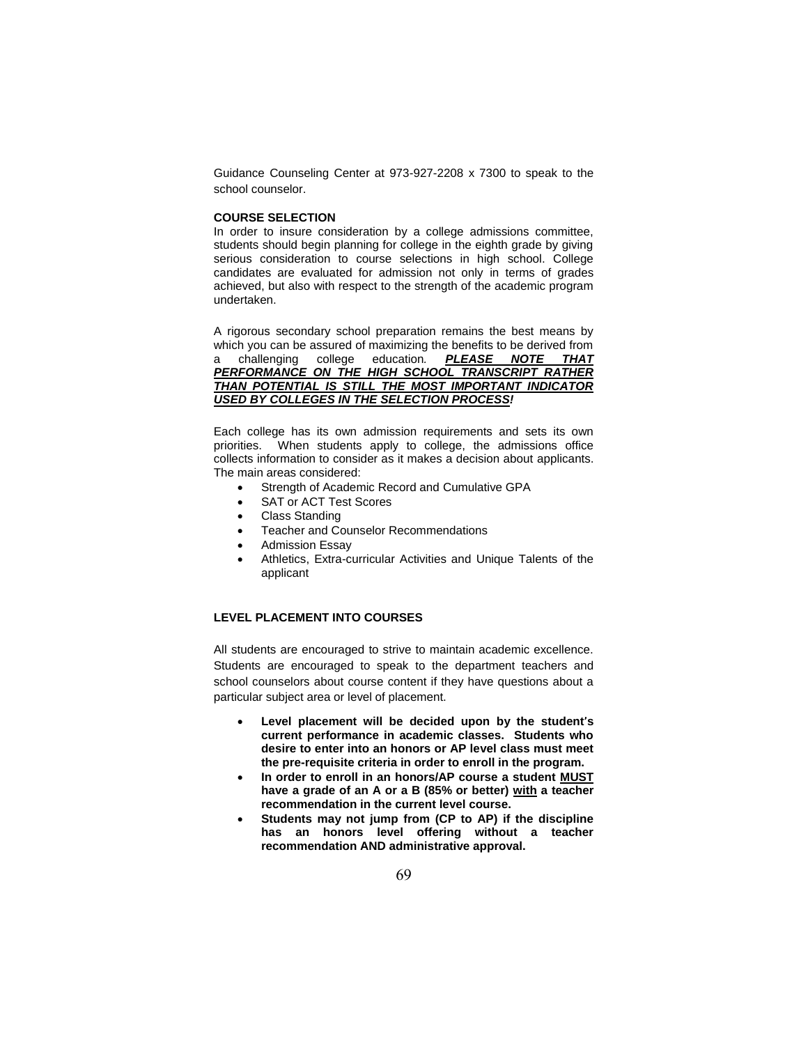Guidance Counseling Center at 973-927-2208 x 7300 to speak to the school counselor.

**COURSE SELECTION**

In order to insure consideration by a college admissions committee, students should begin planning for college in the eighth grade by giving serious consideration to course selections in high school. College candidates are evaluated for admission not only in terms of grades achieved, but also with respect to the strength of the academic program undertaken.

A rigorous secondary school preparation remains the best means by which you can be assured of maximizing the benefits to be derived from a challenging college education. ***PLEASE NOTE THAT PERFORMANCE ON THE HIGH SCHOOL TRANSCRIPT RATHER THAN POTENTIAL IS STILL THE MOST IMPORTANT INDICATOR USED BY COLLEGES IN THE SELECTION PROCESS!***

Each college has its own admission requirements and sets its own priorities. When students apply to college, the admissions office collects information to consider as it makes a decision about applicants. The main areas considered:

- Strength of Academic Record and Cumulative GPA
- SAT or ACT Test Scores
- Class Standing
- Teacher and Counselor Recommendations
- Admission Essay
- Athletics, Extra-curricular Activities and Unique Talents of the applicant

**LEVEL PLACEMENT INTO COURSES**

All students are encouraged to strive to maintain academic excellence. Students are encouraged to speak to the department teachers and school counselors about course content if they have questions about a particular subject area or level of placement.

- **Level placement will be decided upon by the student's current performance in academic classes. Students who desire to enter into an honors or AP level class must meet the pre-requisite criteria in order to enroll in the program.**
- **In order to enroll in an honors/AP course a student MUST have a grade of an A or a B (85% or better) with a teacher recommendation in the current level course.**
- **Students may not jump from (CP to AP) if the discipline has an honors level offering without a teacher recommendation AND administrative approval.**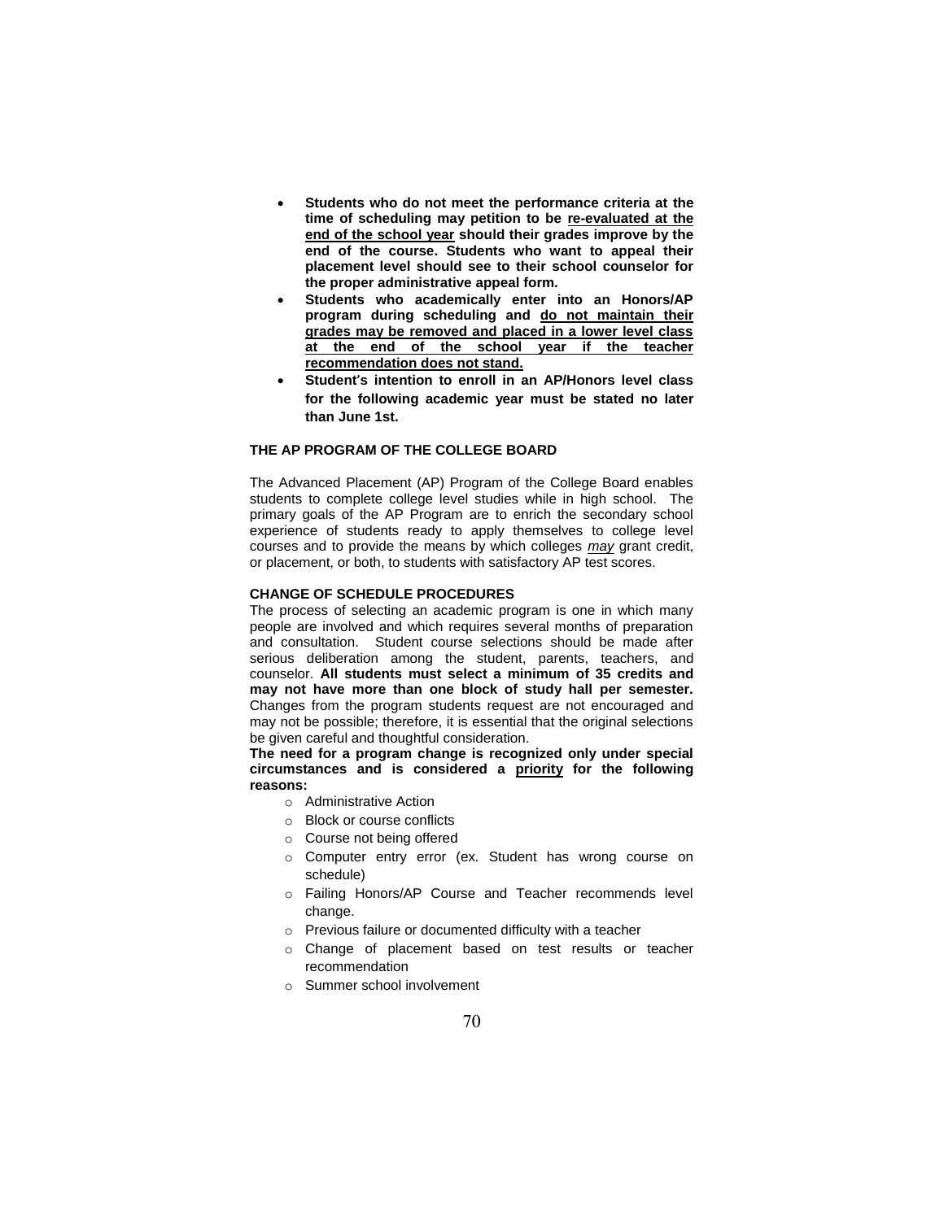- **Students who do not meet the performance criteria at the time of scheduling may petition to be <u>re-evaluated at the end of the school year</u> should their grades improve by the end of the course. Students who want to appeal their placement level should see to their school counselor for the proper administrative appeal form.**
- **Students who academically enter into an Honors/AP program during scheduling and <u>do not maintain their grades may be removed and placed in a lower level class at the end of the school year if the teacher recommendation does not stand.</u>**
- **Student's intention to enroll in an AP/Honors level class for the following academic year must be stated no later than June 1st.**

**THE AP PROGRAM OF THE COLLEGE BOARD**

The Advanced Placement (AP) Program of the College Board enables students to complete college level studies while in high school. The primary goals of the AP Program are to enrich the secondary school experience of students ready to apply themselves to college level courses and to provide the means by which colleges <u>*may*</u> grant credit, or placement, or both, to students with satisfactory AP test scores.

**CHANGE OF SCHEDULE PROCEDURES**

The process of selecting an academic program is one in which many people are involved and which requires several months of preparation and consultation. Student course selections should be made after serious deliberation among the student, parents, teachers, and counselor. **All students must select a minimum of 35 credits and may not have more than one block of study hall per semester.** Changes from the program students request are not encouraged and may not be possible; therefore, it is essential that the original selections be given careful and thoughtful consideration.

**The need for a program change is recognized only under special circumstances and is considered a <u>priority</u> for the following reasons:**

- Administrative Action
- Block or course conflicts
- Course not being offered
- Computer entry error (ex. Student has wrong course on schedule)
- Failing Honors/AP Course and Teacher recommends level change.
- Previous failure or documented difficulty with a teacher
- Change of placement based on test results or teacher recommendation
- Summer school involvement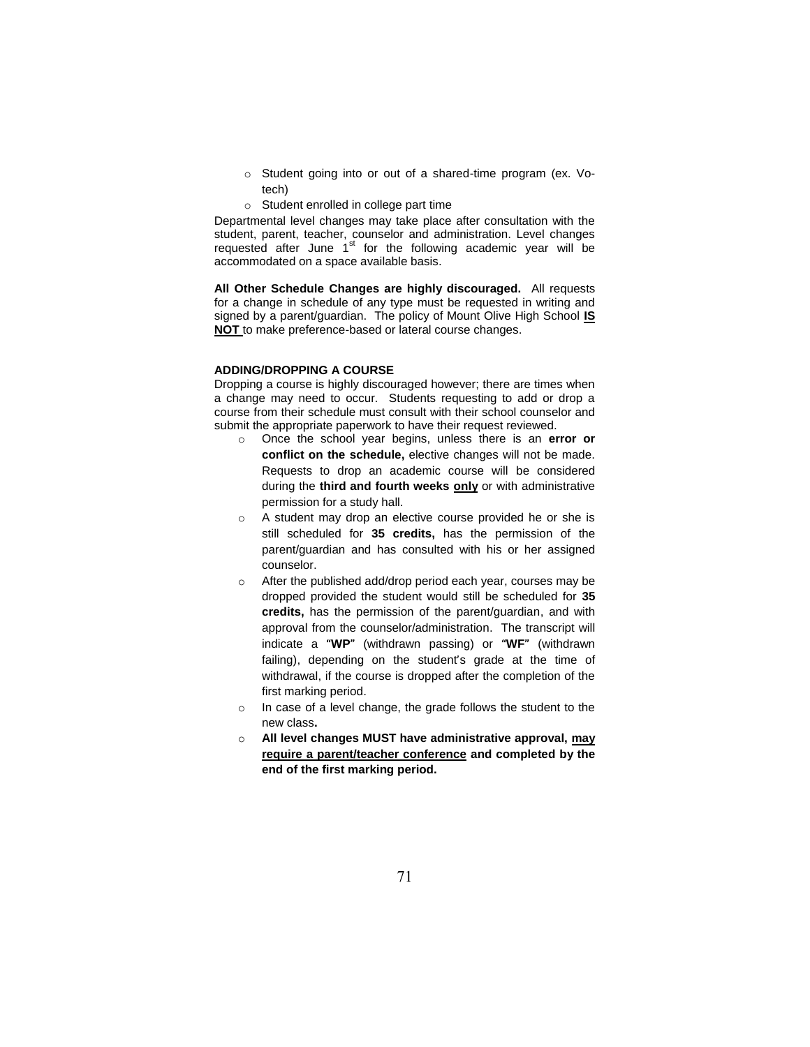- Student going into or out of a shared-time program (ex. Vo-tech)
- Student enrolled in college part time

Departmental level changes may take place after consultation with the student, parent, teacher, counselor and administration. Level changes requested after June 1st for the following academic year will be accommodated on a space available basis.

**All Other Schedule Changes are highly discouraged.** All requests for a change in schedule of any type must be requested in writing and signed by a parent/guardian. The policy of Mount Olive High School **IS NOT** to make preference-based or lateral course changes.

**ADDING/DROPPING A COURSE**

Dropping a course is highly discouraged however; there are times when a change may need to occur. Students requesting to add or drop a course from their schedule must consult with their school counselor and submit the appropriate paperwork to have their request reviewed.

- Once the school year begins, unless there is an **error or conflict on the schedule,** elective changes will not be made. Requests to drop an academic course will be considered during the **third and fourth weeks only** or with administrative permission for a study hall.
- A student may drop an elective course provided he or she is still scheduled for **35 credits,** has the permission of the parent/guardian and has consulted with his or her assigned counselor.
- After the published add/drop period each year, courses may be dropped provided the student would still be scheduled for **35 credits,** has the permission of the parent/guardian, and with approval from the counselor/administration. The transcript will indicate a **"WP"** (withdrawn passing) or **"WF"** (withdrawn failing), depending on the student's grade at the time of withdrawal, if the course is dropped after the completion of the first marking period.
- In case of a level change, the grade follows the student to the new class**.**
- **All level changes MUST have administrative approval, may require a parent/teacher conference and completed by the end of the first marking period.**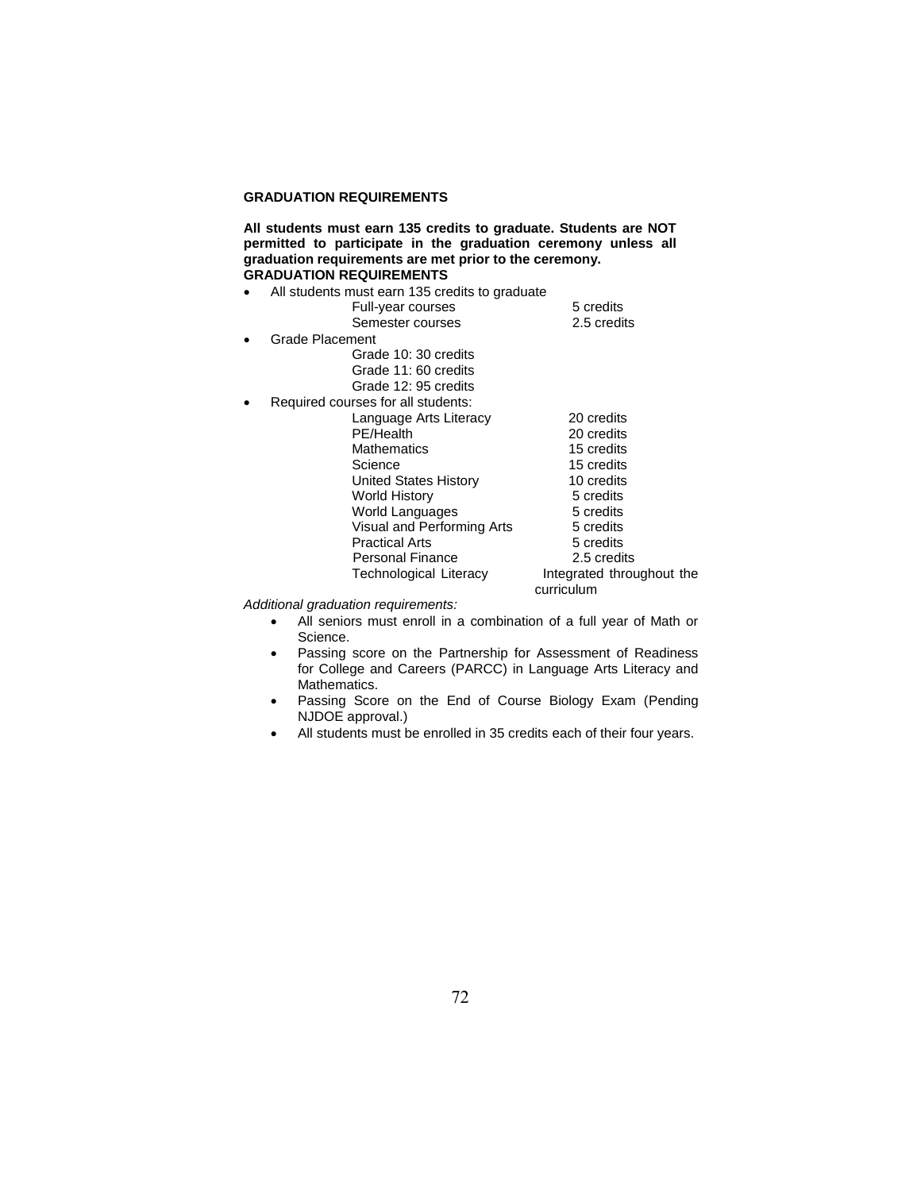## GRADUATION REQUIREMENTS

**All students must earn 135 credits to graduate. Students are NOT permitted to participate in the graduation ceremony unless all graduation requirements are met prior to the ceremony.**

**GRADUATION REQUIREMENTS**

- All students must earn 135 credits to graduate

| | |
|---|---|
| Full-year courses | 5 credits |
| Semester courses | 2.5 credits |

- Grade Placement
  - Grade 10: 30 credits
  - Grade 11: 60 credits
  - Grade 12: 95 credits
- Required courses for all students:

| | |
|---|---|
| Language Arts Literacy | 20 credits |
| PE/Health | 20 credits |
| Mathematics | 15 credits |
| Science | 15 credits |
| United States History | 10 credits |
| World History | 5 credits |
| World Languages | 5 credits |
| Visual and Performing Arts | 5 credits |
| Practical Arts | 5 credits |
| Personal Finance | 2.5 credits |
| Technological Literacy | Integrated throughout the curriculum |

*Additional graduation requirements:*

- All seniors must enroll in a combination of a full year of Math or Science.
- Passing score on the Partnership for Assessment of Readiness for College and Careers (PARCC) in Language Arts Literacy and Mathematics.
- Passing Score on the End of Course Biology Exam (Pending NJDOE approval.)
- All students must be enrolled in 35 credits each of their four years.